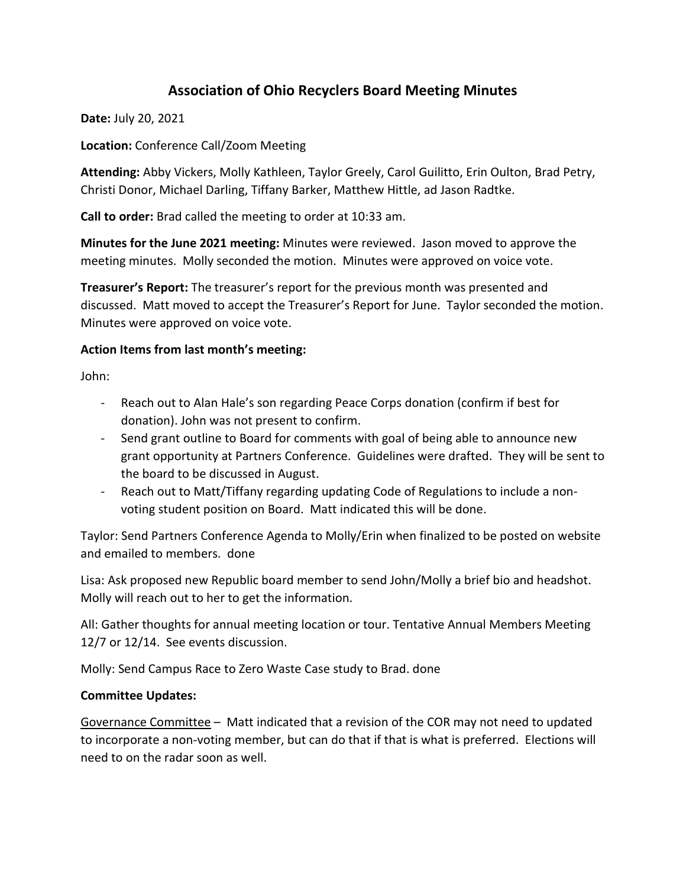# Association of Ohio Recyclers Board Meeting Minutes

**Date:** July 20, 2021

**Location:** Conference Call/Zoom Meeting

**Attending:** Abby Vickers, Molly Kathleen, Taylor Greely, Carol Guilitto, Erin Oulton, Brad Petry, Christi Donor, Michael Darling, Tiffany Barker, Matthew Hittle, ad Jason Radtke.

**Call to order:** Brad called the meeting to order at 10:33 am.

**Minutes for the June 2021 meeting:** Minutes were reviewed. Jason moved to approve the meeting minutes. Molly seconded the motion. Minutes were approved on voice vote.

**Treasurer's Report:** The treasurer's report for the previous month was presented and discussed. Matt moved to accept the Treasurer's Report for June. Taylor seconded the motion. Minutes were approved on voice vote.

**Action Items from last month's meeting:**

John:

- Reach out to Alan Hale's son regarding Peace Corps donation (confirm if best for donation). John was not present to confirm.
- Send grant outline to Board for comments with goal of being able to announce new grant opportunity at Partners Conference. Guidelines were drafted. They will be sent to the board to be discussed in August.
- Reach out to Matt/Tiffany regarding updating Code of Regulations to include a non-voting student position on Board. Matt indicated this will be done.

Taylor: Send Partners Conference Agenda to Molly/Erin when finalized to be posted on website and emailed to members. done

Lisa: Ask proposed new Republic board member to send John/Molly a brief bio and headshot. Molly will reach out to her to get the information.

All: Gather thoughts for annual meeting location or tour. Tentative Annual Members Meeting 12/7 or 12/14. See events discussion.

Molly: Send Campus Race to Zero Waste Case study to Brad. done

**Committee Updates:**

<u>Governance Committee</u> – Matt indicated that a revision of the COR may not need to updated to incorporate a non-voting member, but can do that if that is what is preferred. Elections will need to on the radar soon as well.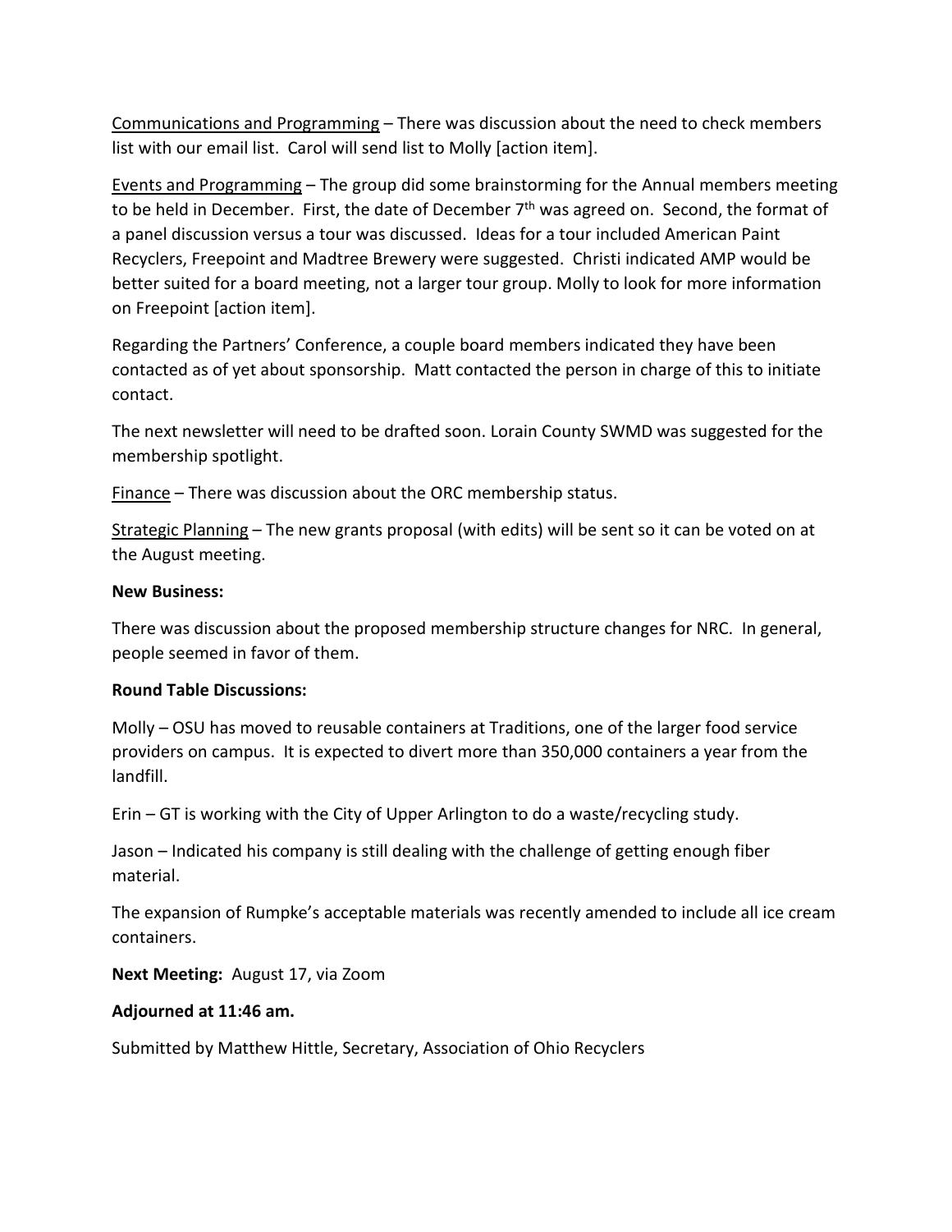<u>Communications and Programming</u> – There was discussion about the need to check members list with our email list. Carol will send list to Molly [action item].

<u>Events and Programming</u> – The group did some brainstorming for the Annual members meeting to be held in December. First, the date of December 7th was agreed on. Second, the format of a panel discussion versus a tour was discussed. Ideas for a tour included American Paint Recyclers, Freepoint and Madtree Brewery were suggested. Christi indicated AMP would be better suited for a board meeting, not a larger tour group. Molly to look for more information on Freepoint [action item].

Regarding the Partners' Conference, a couple board members indicated they have been contacted as of yet about sponsorship. Matt contacted the person in charge of this to initiate contact.

The next newsletter will need to be drafted soon. Lorain County SWMD was suggested for the membership spotlight.

<u>Finance</u> – There was discussion about the ORC membership status.

<u>Strategic Planning</u> – The new grants proposal (with edits) will be sent so it can be voted on at the August meeting.

**New Business:**

There was discussion about the proposed membership structure changes for NRC. In general, people seemed in favor of them.

**Round Table Discussions:**

Molly – OSU has moved to reusable containers at Traditions, one of the larger food service providers on campus. It is expected to divert more than 350,000 containers a year from the landfill.

Erin – GT is working with the City of Upper Arlington to do a waste/recycling study.

Jason – Indicated his company is still dealing with the challenge of getting enough fiber material.

The expansion of Rumpke's acceptable materials was recently amended to include all ice cream containers.

**Next Meeting:** August 17, via Zoom

**Adjourned at 11:46 am.**

Submitted by Matthew Hittle, Secretary, Association of Ohio Recyclers